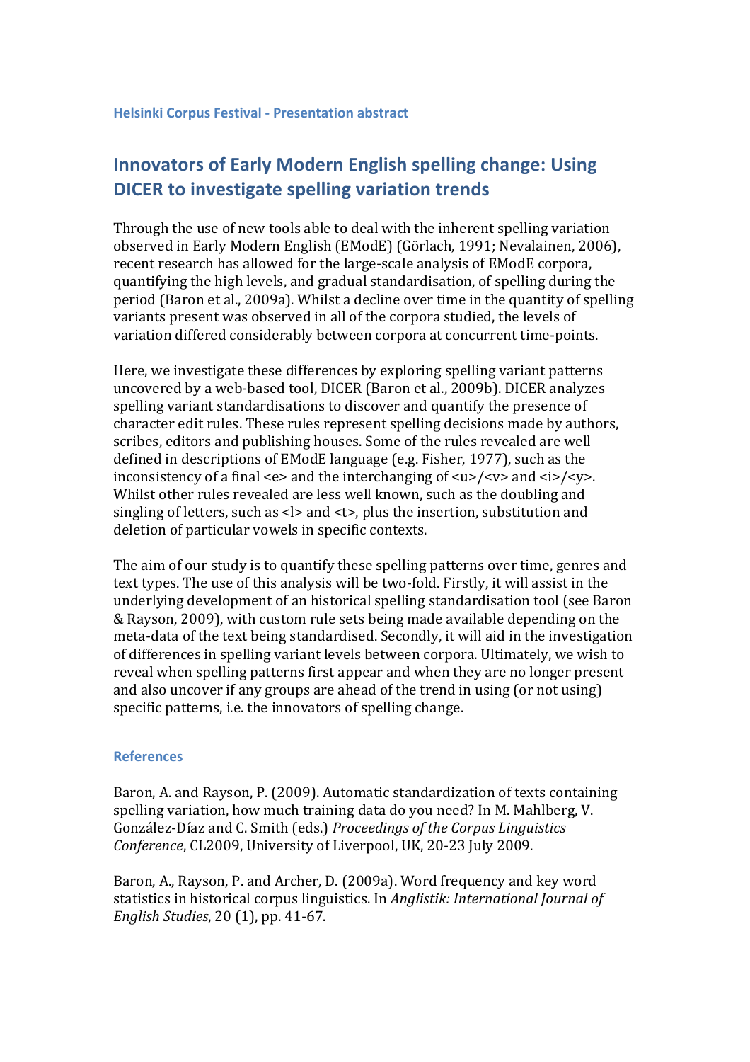Helsinki Corpus Festival - Presentation abstract

# Innovators of Early Modern English spelling change: Using DICER to investigate spelling variation trends

Through the use of new tools able to deal with the inherent spelling variation observed in Early Modern English (EModE) (Görlach, 1991; Nevalainen, 2006), recent research has allowed for the large-scale analysis of EModE corpora, quantifying the high levels, and gradual standardisation, of spelling during the period (Baron et al., 2009a). Whilst a decline over time in the quantity of spelling variants present was observed in all of the corpora studied, the levels of variation differed considerably between corpora at concurrent time-points.

Here, we investigate these differences by exploring spelling variant patterns uncovered by a web-based tool, DICER (Baron et al., 2009b). DICER analyzes spelling variant standardisations to discover and quantify the presence of character edit rules. These rules represent spelling decisions made by authors, scribes, editors and publishing houses. Some of the rules revealed are well defined in descriptions of EModE language (e.g. Fisher, 1977), such as the inconsistency of a final <e> and the interchanging of <u>/<v> and <i>/<y>. Whilst other rules revealed are less well known, such as the doubling and singling of letters, such as <l> and <t>, plus the insertion, substitution and deletion of particular vowels in specific contexts.

The aim of our study is to quantify these spelling patterns over time, genres and text types. The use of this analysis will be two-fold. Firstly, it will assist in the underlying development of an historical spelling standardisation tool (see Baron & Rayson, 2009), with custom rule sets being made available depending on the meta-data of the text being standardised. Secondly, it will aid in the investigation of differences in spelling variant levels between corpora. Ultimately, we wish to reveal when spelling patterns first appear and when they are no longer present and also uncover if any groups are ahead of the trend in using (or not using) specific patterns, i.e. the innovators of spelling change.

## References

Baron, A. and Rayson, P. (2009). Automatic standardization of texts containing spelling variation, how much training data do you need? In M. Mahlberg, V. González-Díaz and C. Smith (eds.) *Proceedings of the Corpus Linguistics Conference*, CL2009, University of Liverpool, UK, 20-23 July 2009.

Baron, A., Rayson, P. and Archer, D. (2009a). Word frequency and key word statistics in historical corpus linguistics. In *Anglistik: International Journal of English Studies*, 20 (1), pp. 41-67.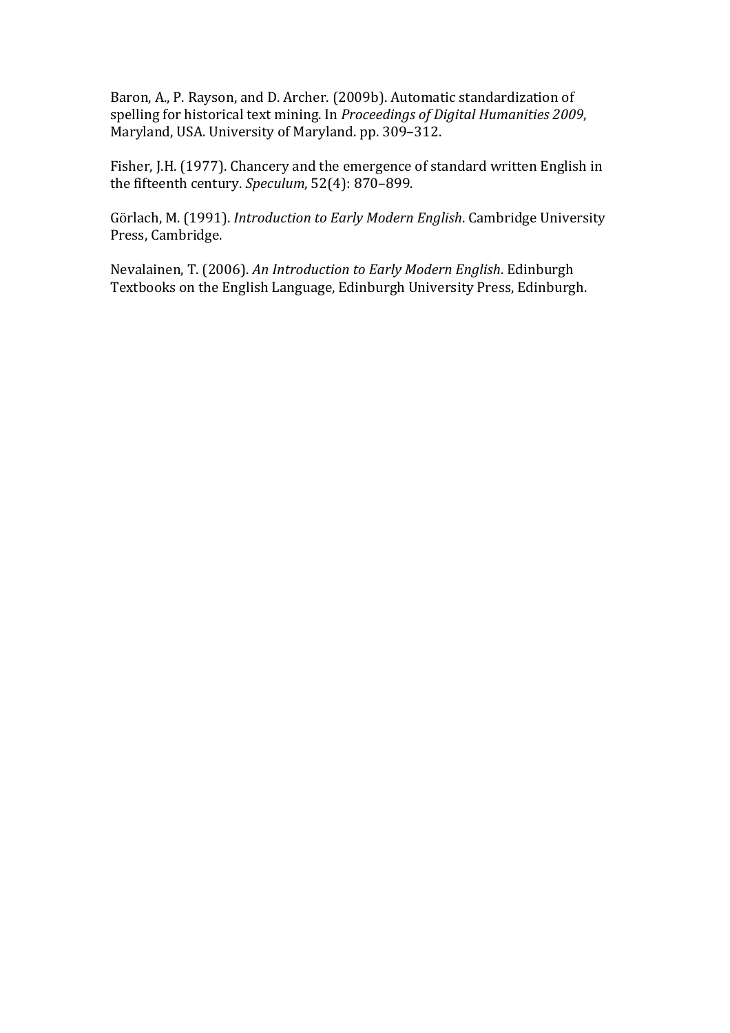Baron, A., P. Rayson, and D. Archer. (2009b). Automatic standardization of spelling for historical text mining. In *Proceedings of Digital Humanities 2009*, Maryland, USA. University of Maryland. pp. 309–312.

Fisher, J.H. (1977). Chancery and the emergence of standard written English in the fifteenth century. *Speculum*, 52(4): 870–899.

Görlach, M. (1991). *Introduction to Early Modern English*. Cambridge University Press, Cambridge.

Nevalainen, T. (2006). *An Introduction to Early Modern English*. Edinburgh Textbooks on the English Language, Edinburgh University Press, Edinburgh.